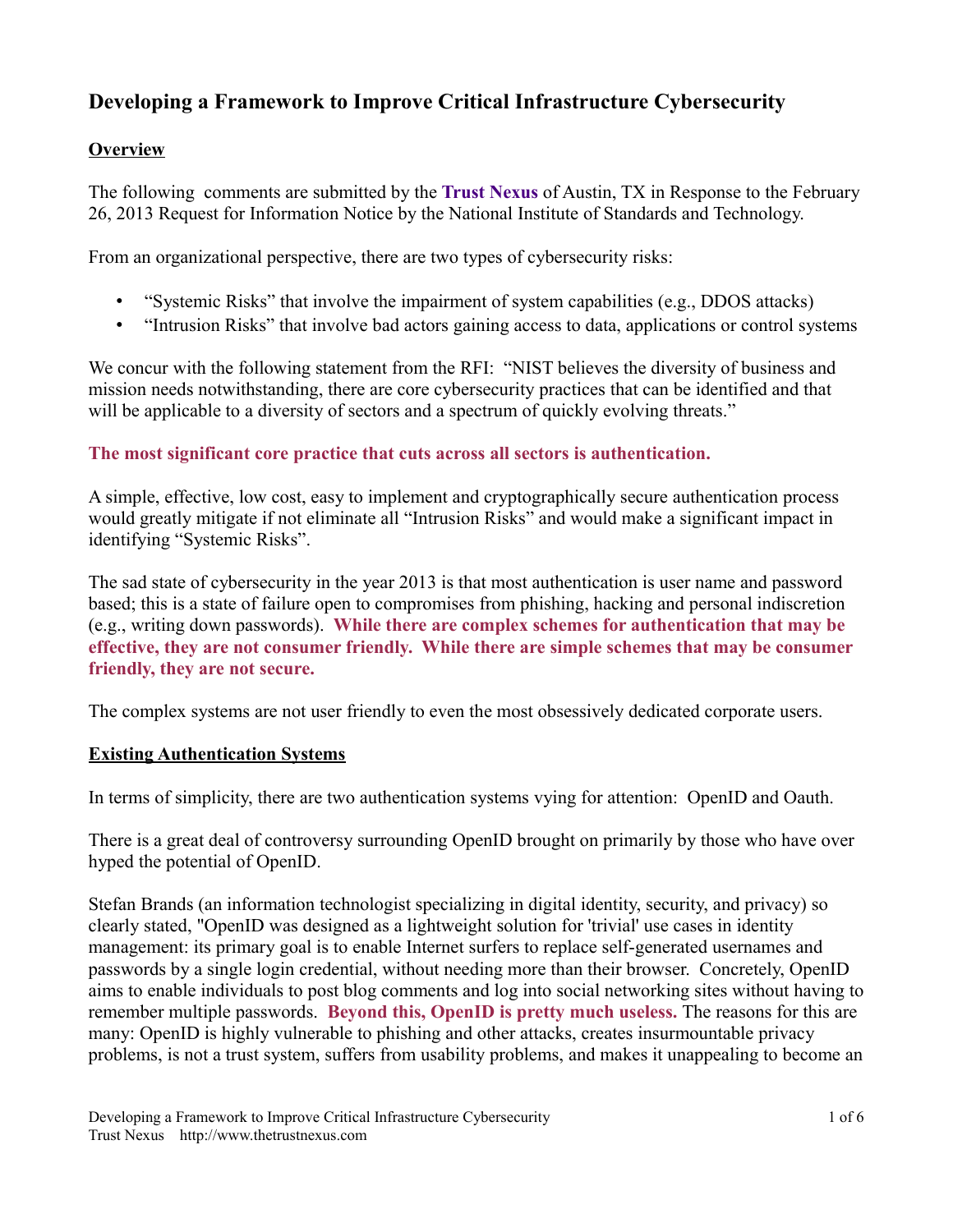# Developing a Framework to Improve Critical Infrastructure Cybersecurity

## Overview

The following comments are submitted by the **Trust Nexus** of Austin, TX in Response to the February 26, 2013 Request for Information Notice by the National Institute of Standards and Technology.

From an organizational perspective, there are two types of cybersecurity risks:

- "Systemic Risks" that involve the impairment of system capabilities (e.g., DDOS attacks)
- "Intrusion Risks" that involve bad actors gaining access to data, applications or control systems

We concur with the following statement from the RFI: "NIST believes the diversity of business and mission needs notwithstanding, there are core cybersecurity practices that can be identified and that will be applicable to a diversity of sectors and a spectrum of quickly evolving threats."

**The most significant core practice that cuts across all sectors is authentication.**

A simple, effective, low cost, easy to implement and cryptographically secure authentication process would greatly mitigate if not eliminate all "Intrusion Risks" and would make a significant impact in identifying "Systemic Risks".

The sad state of cybersecurity in the year 2013 is that most authentication is user name and password based; this is a state of failure open to compromises from phishing, hacking and personal indiscretion (e.g., writing down passwords). **While there are complex schemes for authentication that may be effective, they are not consumer friendly. While there are simple schemes that may be consumer friendly, they are not secure.**

The complex systems are not user friendly to even the most obsessively dedicated corporate users.

## Existing Authentication Systems

In terms of simplicity, there are two authentication systems vying for attention: OpenID and Oauth.

There is a great deal of controversy surrounding OpenID brought on primarily by those who have over hyped the potential of OpenID.

Stefan Brands (an information technologist specializing in digital identity, security, and privacy) so clearly stated, "OpenID was designed as a lightweight solution for 'trivial' use cases in identity management: its primary goal is to enable Internet surfers to replace self-generated usernames and passwords by a single login credential, without needing more than their browser. Concretely, OpenID aims to enable individuals to post blog comments and log into social networking sites without having to remember multiple passwords. **Beyond this, OpenID is pretty much useless.** The reasons for this are many: OpenID is highly vulnerable to phishing and other attacks, creates insurmountable privacy problems, is not a trust system, suffers from usability problems, and makes it unappealing to become an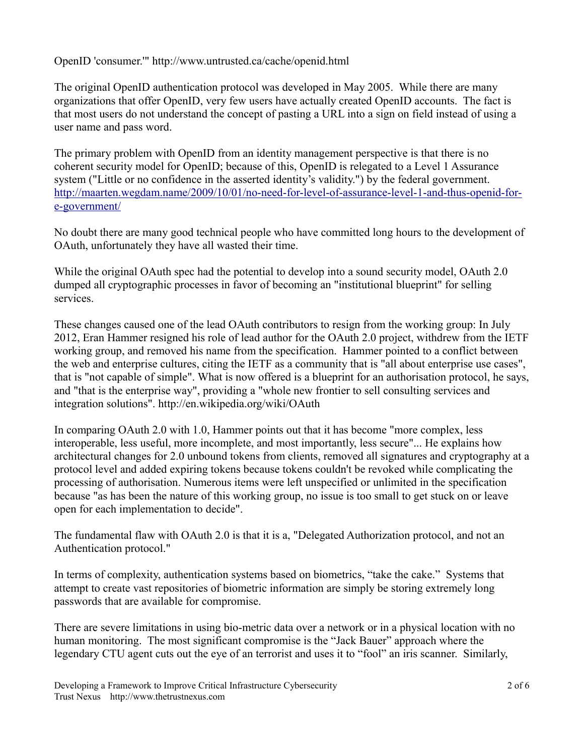OpenID 'consumer.'" http://www.untrusted.ca/cache/openid.html

The original OpenID authentication protocol was developed in May 2005. While there are many organizations that offer OpenID, very few users have actually created OpenID accounts. The fact is that most users do not understand the concept of pasting a URL into a sign on field instead of using a user name and pass word.

The primary problem with OpenID from an identity management perspective is that there is no coherent security model for OpenID; because of this, OpenID is relegated to a Level 1 Assurance system ("Little or no confidence in the asserted identity's validity.") by the federal government. http://maarten.wegdam.name/2009/10/01/no-need-for-level-of-assurance-level-1-and-thus-openid-for-e-government/

No doubt there are many good technical people who have committed long hours to the development of OAuth, unfortunately they have all wasted their time.

While the original OAuth spec had the potential to develop into a sound security model, OAuth 2.0 dumped all cryptographic processes in favor of becoming an "institutional blueprint" for selling services.

These changes caused one of the lead OAuth contributors to resign from the working group: In July 2012, Eran Hammer resigned his role of lead author for the OAuth 2.0 project, withdrew from the IETF working group, and removed his name from the specification. Hammer pointed to a conflict between the web and enterprise cultures, citing the IETF as a community that is "all about enterprise use cases", that is "not capable of simple". What is now offered is a blueprint for an authorisation protocol, he says, and "that is the enterprise way", providing a "whole new frontier to sell consulting services and integration solutions". http://en.wikipedia.org/wiki/OAuth

In comparing OAuth 2.0 with 1.0, Hammer points out that it has become "more complex, less interoperable, less useful, more incomplete, and most importantly, less secure"... He explains how architectural changes for 2.0 unbound tokens from clients, removed all signatures and cryptography at a protocol level and added expiring tokens because tokens couldn't be revoked while complicating the processing of authorisation. Numerous items were left unspecified or unlimited in the specification because "as has been the nature of this working group, no issue is too small to get stuck on or leave open for each implementation to decide".

The fundamental flaw with OAuth 2.0 is that it is a, "Delegated Authorization protocol, and not an Authentication protocol."

In terms of complexity, authentication systems based on biometrics, "take the cake." Systems that attempt to create vast repositories of biometric information are simply be storing extremely long passwords that are available for compromise.

There are severe limitations in using bio-metric data over a network or in a physical location with no human monitoring. The most significant compromise is the "Jack Bauer" approach where the legendary CTU agent cuts out the eye of an terrorist and uses it to "fool" an iris scanner. Similarly,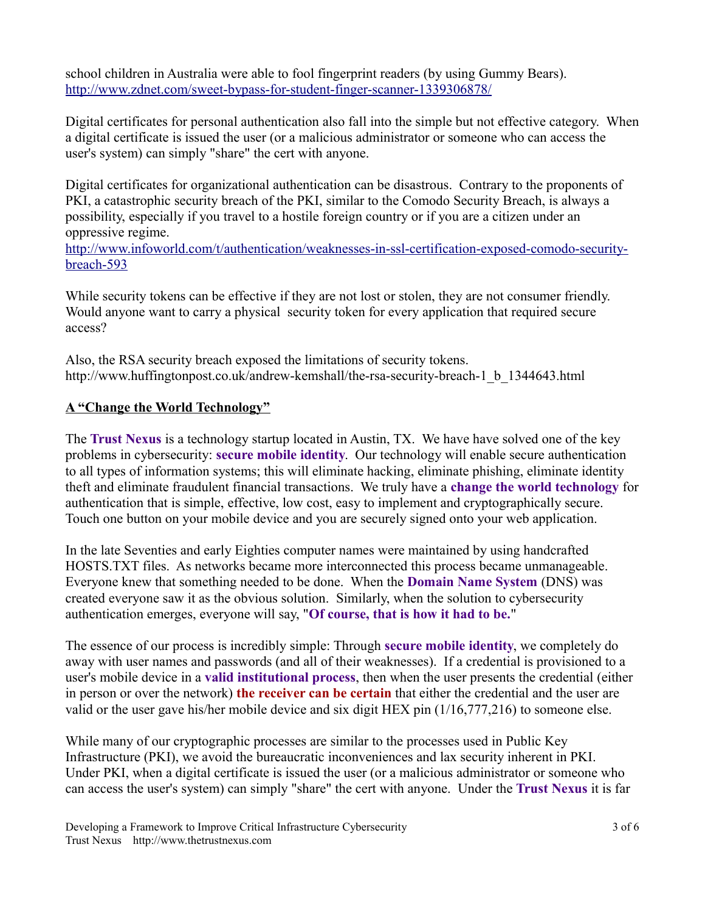school children in Australia were able to fool fingerprint readers (by using Gummy Bears). http://www.zdnet.com/sweet-bypass-for-student-finger-scanner-1339306878/

Digital certificates for personal authentication also fall into the simple but not effective category. When a digital certificate is issued the user (or a malicious administrator or someone who can access the user's system) can simply "share" the cert with anyone.

Digital certificates for organizational authentication can be disastrous. Contrary to the proponents of PKI, a catastrophic security breach of the PKI, similar to the Comodo Security Breach, is always a possibility, especially if you travel to a hostile foreign country or if you are a citizen under an oppressive regime.
http://www.infoworld.com/t/authentication/weaknesses-in-ssl-certification-exposed-comodo-security-breach-593

While security tokens can be effective if they are not lost or stolen, they are not consumer friendly. Would anyone want to carry a physical security token for every application that required secure access?

Also, the RSA security breach exposed the limitations of security tokens.
http://www.huffingtonpost.co.uk/andrew-kemshall/the-rsa-security-breach-1_b_1344643.html

## A "Change the World Technology"

The **Trust Nexus** is a technology startup located in Austin, TX. We have have solved one of the key problems in cybersecurity: **secure mobile identity**. Our technology will enable secure authentication to all types of information systems; this will eliminate hacking, eliminate phishing, eliminate identity theft and eliminate fraudulent financial transactions. We truly have a **change the world technology** for authentication that is simple, effective, low cost, easy to implement and cryptographically secure. Touch one button on your mobile device and you are securely signed onto your web application.

In the late Seventies and early Eighties computer names were maintained by using handcrafted HOSTS.TXT files. As networks became more interconnected this process became unmanageable. Everyone knew that something needed to be done. When the **Domain Name System** (DNS) was created everyone saw it as the obvious solution. Similarly, when the solution to cybersecurity authentication emerges, everyone will say, "**Of course, that is how it had to be.**"

The essence of our process is incredibly simple: Through **secure mobile identity**, we completely do away with user names and passwords (and all of their weaknesses). If a credential is provisioned to a user's mobile device in a **valid institutional process**, then when the user presents the credential (either in person or over the network) **the receiver can be certain** that either the credential and the user are valid or the user gave his/her mobile device and six digit HEX pin (1/16,777,216) to someone else.

While many of our cryptographic processes are similar to the processes used in Public Key Infrastructure (PKI), we avoid the bureaucratic inconveniences and lax security inherent in PKI. Under PKI, when a digital certificate is issued the user (or a malicious administrator or someone who can access the user's system) can simply "share" the cert with anyone. Under the **Trust Nexus** it is far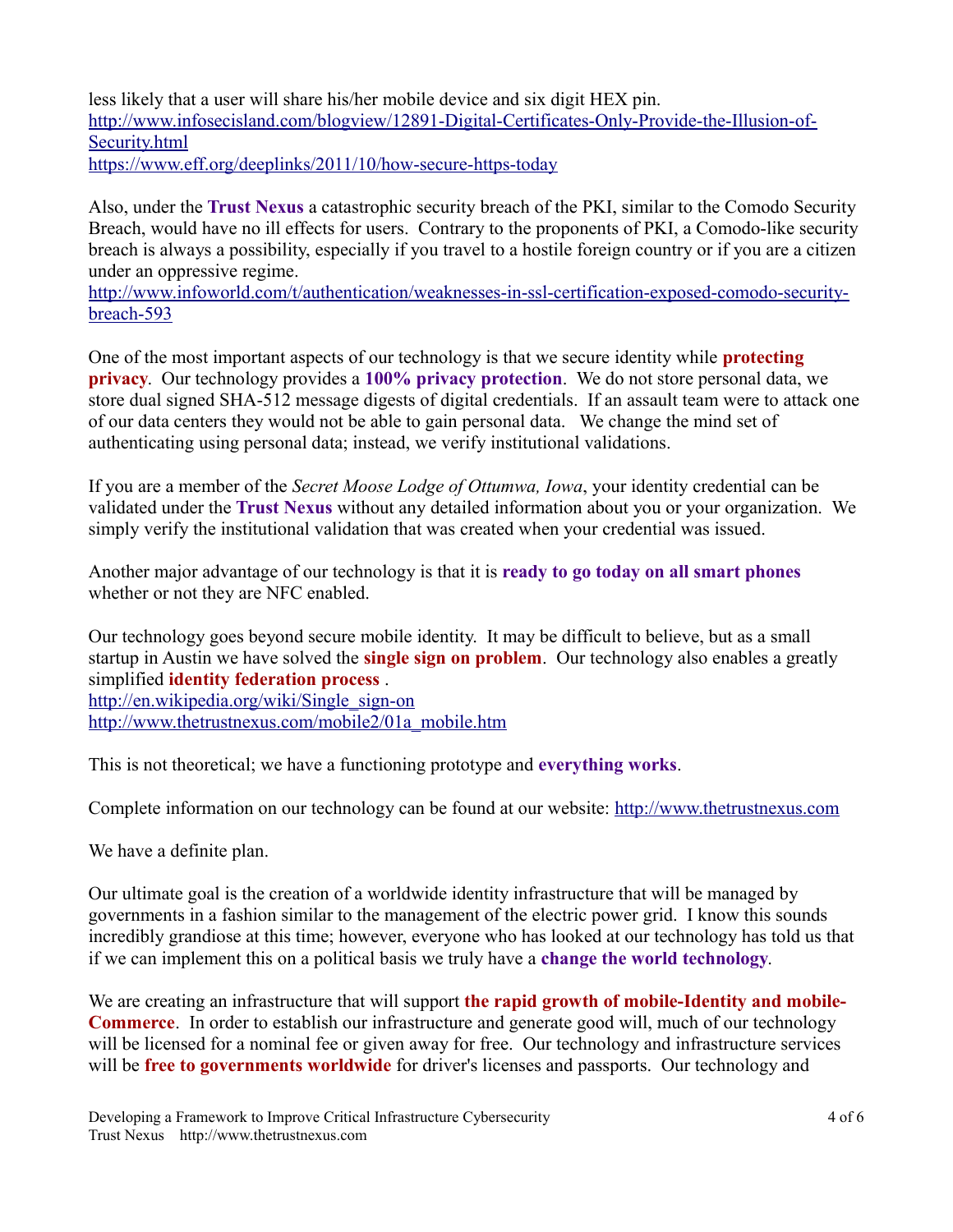less likely that a user will share his/her mobile device and six digit HEX pin.
http://www.infosecisland.com/blogview/12891-Digital-Certificates-Only-Provide-the-Illusion-of-Security.html
https://www.eff.org/deeplinks/2011/10/how-secure-https-today

Also, under the **Trust Nexus** a catastrophic security breach of the PKI, similar to the Comodo Security Breach, would have no ill effects for users. Contrary to the proponents of PKI, a Comodo-like security breach is always a possibility, especially if you travel to a hostile foreign country or if you are a citizen under an oppressive regime.
http://www.infoworld.com/t/authentication/weaknesses-in-ssl-certification-exposed-comodo-security-breach-593

One of the most important aspects of our technology is that we secure identity while **protecting privacy**. Our technology provides a **100% privacy protection**. We do not store personal data, we store dual signed SHA-512 message digests of digital credentials. If an assault team were to attack one of our data centers they would not be able to gain personal data. We change the mind set of authenticating using personal data; instead, we verify institutional validations.

If you are a member of the *Secret Moose Lodge of Ottumwa, Iowa*, your identity credential can be validated under the **Trust Nexus** without any detailed information about you or your organization. We simply verify the institutional validation that was created when your credential was issued.

Another major advantage of our technology is that it is **ready to go today on all smart phones** whether or not they are NFC enabled.

Our technology goes beyond secure mobile identity. It may be difficult to believe, but as a small startup in Austin we have solved the **single sign on problem**. Our technology also enables a greatly simplified **identity federation process** .
http://en.wikipedia.org/wiki/Single_sign-on
http://www.thetrustnexus.com/mobile2/01a_mobile.htm

This is not theoretical; we have a functioning prototype and **everything works**.

Complete information on our technology can be found at our website: http://www.thetrustnexus.com

We have a definite plan.

Our ultimate goal is the creation of a worldwide identity infrastructure that will be managed by governments in a fashion similar to the management of the electric power grid. I know this sounds incredibly grandiose at this time; however, everyone who has looked at our technology has told us that if we can implement this on a political basis we truly have a **change the world technology**.

We are creating an infrastructure that will support **the rapid growth of mobile-Identity and mobile-Commerce**. In order to establish our infrastructure and generate good will, much of our technology will be licensed for a nominal fee or given away for free. Our technology and infrastructure services will be **free to governments worldwide** for driver's licenses and passports. Our technology and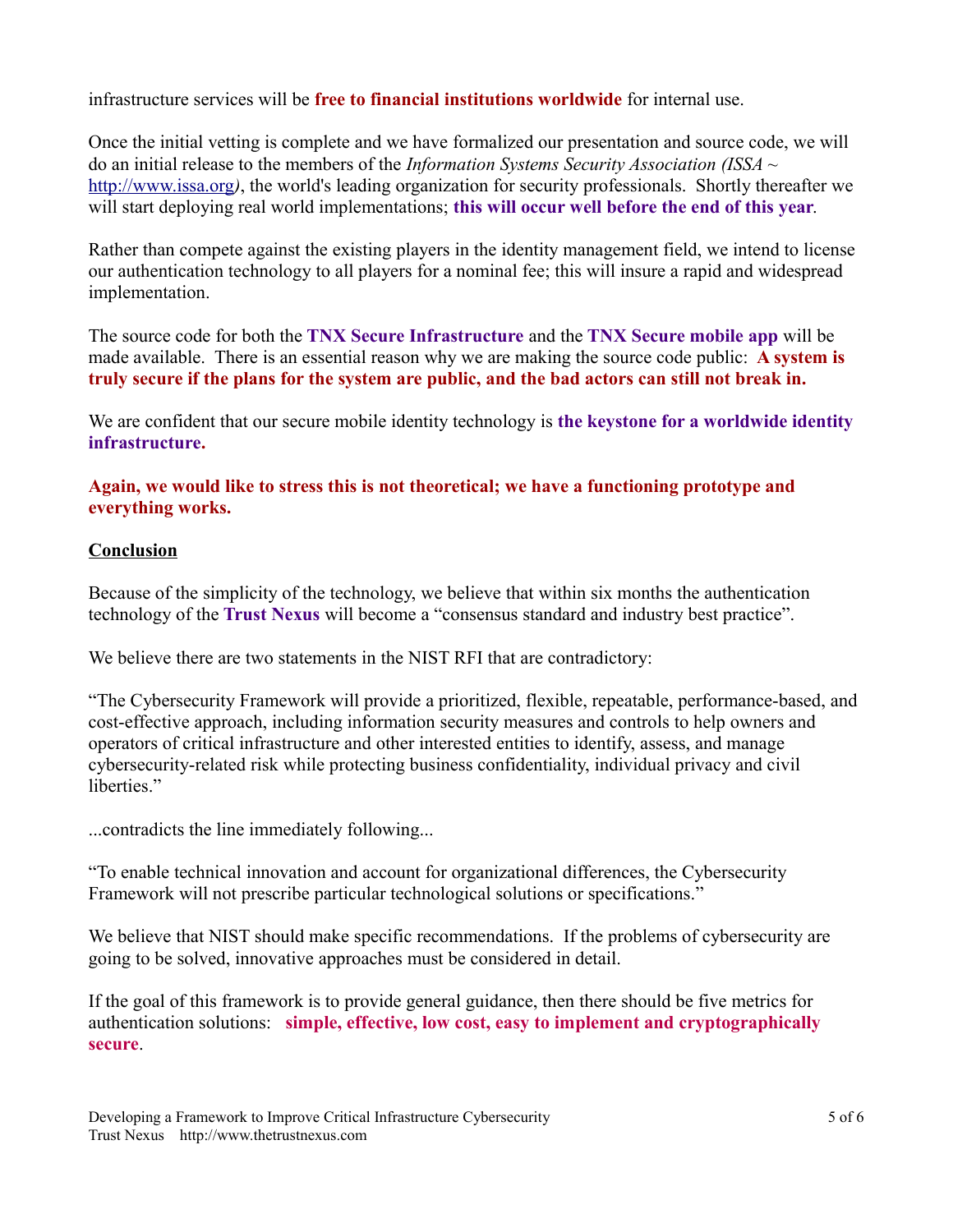infrastructure services will be **free to financial institutions worldwide** for internal use.

Once the initial vetting is complete and we have formalized our presentation and source code, we will do an initial release to the members of the *Information Systems Security Association (ISSA ~* [http://www.issa.org](http://www.issa.org)*)*, the world's leading organization for security professionals. Shortly thereafter we will start deploying real world implementations; **this will occur well before the end of this year**.

Rather than compete against the existing players in the identity management field, we intend to license our authentication technology to all players for a nominal fee; this will insure a rapid and widespread implementation.

The source code for both the **TNX Secure Infrastructure** and the **TNX Secure mobile app** will be made available. There is an essential reason why we are making the source code public: **A system is truly secure if the plans for the system are public, and the bad actors can still not break in.**

We are confident that our secure mobile identity technology is **the keystone for a worldwide identity infrastructure.**

**Again, we would like to stress this is not theoretical; we have a functioning prototype and everything works.**

## Conclusion

Because of the simplicity of the technology, we believe that within six months the authentication technology of the **Trust Nexus** will become a "consensus standard and industry best practice".

We believe there are two statements in the NIST RFI that are contradictory:

"The Cybersecurity Framework will provide a prioritized, flexible, repeatable, performance-based, and cost-effective approach, including information security measures and controls to help owners and operators of critical infrastructure and other interested entities to identify, assess, and manage cybersecurity-related risk while protecting business confidentiality, individual privacy and civil liberties."

...contradicts the line immediately following...

"To enable technical innovation and account for organizational differences, the Cybersecurity Framework will not prescribe particular technological solutions or specifications."

We believe that NIST should make specific recommendations. If the problems of cybersecurity are going to be solved, innovative approaches must be considered in detail.

If the goal of this framework is to provide general guidance, then there should be five metrics for authentication solutions: **simple, effective, low cost, easy to implement and cryptographically secure**.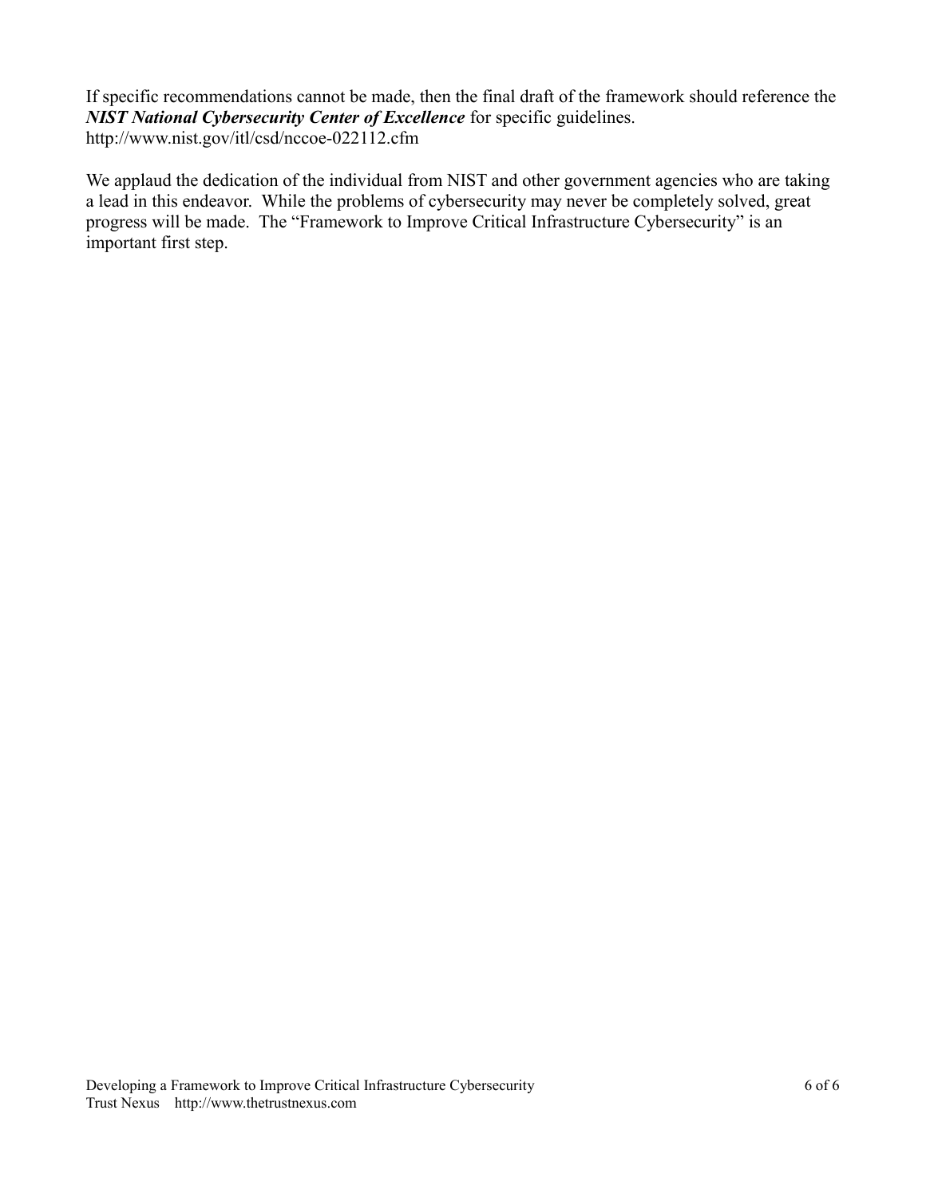If specific recommendations cannot be made, then the final draft of the framework should reference the ***NIST National Cybersecurity Center of Excellence*** for specific guidelines.
http://www.nist.gov/itl/csd/nccoe-022112.cfm

We applaud the dedication of the individual from NIST and other government agencies who are taking a lead in this endeavor. While the problems of cybersecurity may never be completely solved, great progress will be made. The "Framework to Improve Critical Infrastructure Cybersecurity" is an important first step.